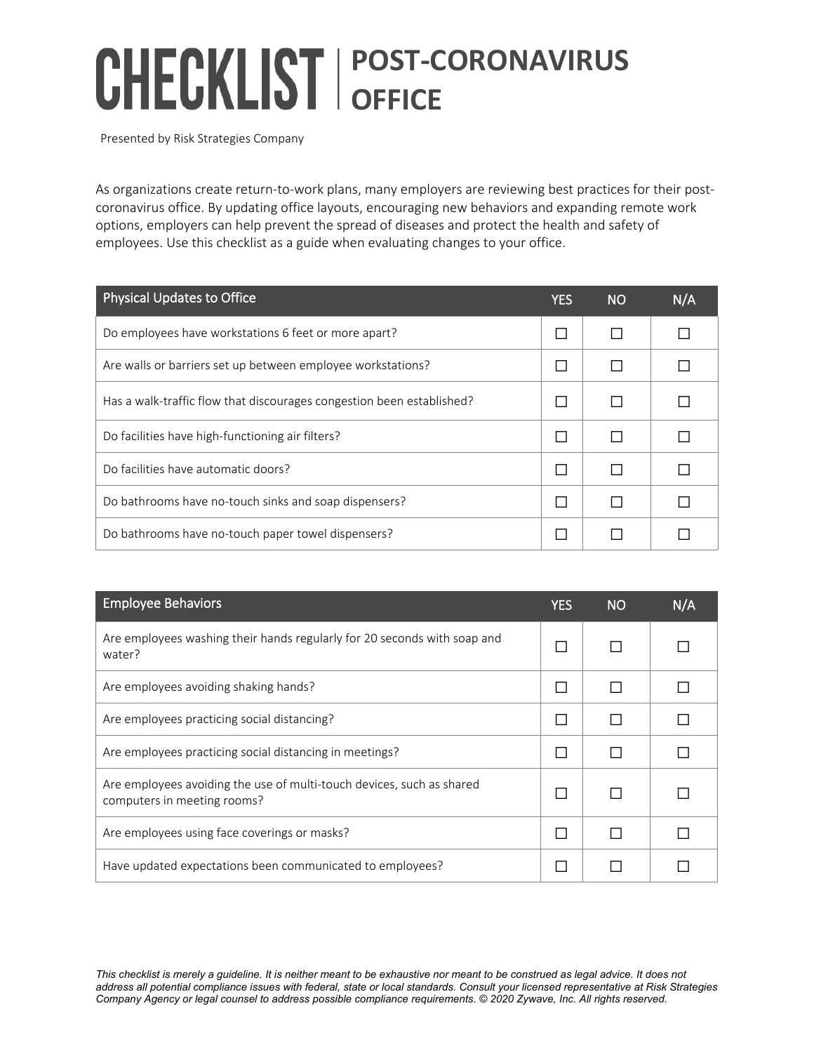# CHECKLIST | POST-CORONAVIRUS OFFICE

Presented by Risk Strategies Company

As organizations create return-to-work plans, many employers are reviewing best practices for their post-coronavirus office. By updating office layouts, encouraging new behaviors and expanding remote work options, employers can help prevent the spread of diseases and protect the health and safety of employees. Use this checklist as a guide when evaluating changes to your office.

| Physical Updates to Office | YES | NO | N/A |
|---|---|---|---|
| Do employees have workstations 6 feet or more apart? | ☐ | ☐ | ☐ |
| Are walls or barriers set up between employee workstations? | ☐ | ☐ | ☐ |
| Has a walk-traffic flow that discourages congestion been established? | ☐ | ☐ | ☐ |
| Do facilities have high-functioning air filters? | ☐ | ☐ | ☐ |
| Do facilities have automatic doors? | ☐ | ☐ | ☐ |
| Do bathrooms have no-touch sinks and soap dispensers? | ☐ | ☐ | ☐ |
| Do bathrooms have no-touch paper towel dispensers? | ☐ | ☐ | ☐ |

| Employee Behaviors | YES | NO | N/A |
|---|---|---|---|
| Are employees washing their hands regularly for 20 seconds with soap and water? | ☐ | ☐ | ☐ |
| Are employees avoiding shaking hands? | ☐ | ☐ | ☐ |
| Are employees practicing social distancing? | ☐ | ☐ | ☐ |
| Are employees practicing social distancing in meetings? | ☐ | ☐ | ☐ |
| Are employees avoiding the use of multi-touch devices, such as shared computers in meeting rooms? | ☐ | ☐ | ☐ |
| Are employees using face coverings or masks? | ☐ | ☐ | ☐ |
| Have updated expectations been communicated to employees? | ☐ | ☐ | ☐ |

*This checklist is merely a guideline. It is neither meant to be exhaustive nor meant to be construed as legal advice. It does not address all potential compliance issues with federal, state or local standards. Consult your licensed representative at Risk Strategies Company Agency or legal counsel to address possible compliance requirements. © 2020 Zywave, Inc. All rights reserved.*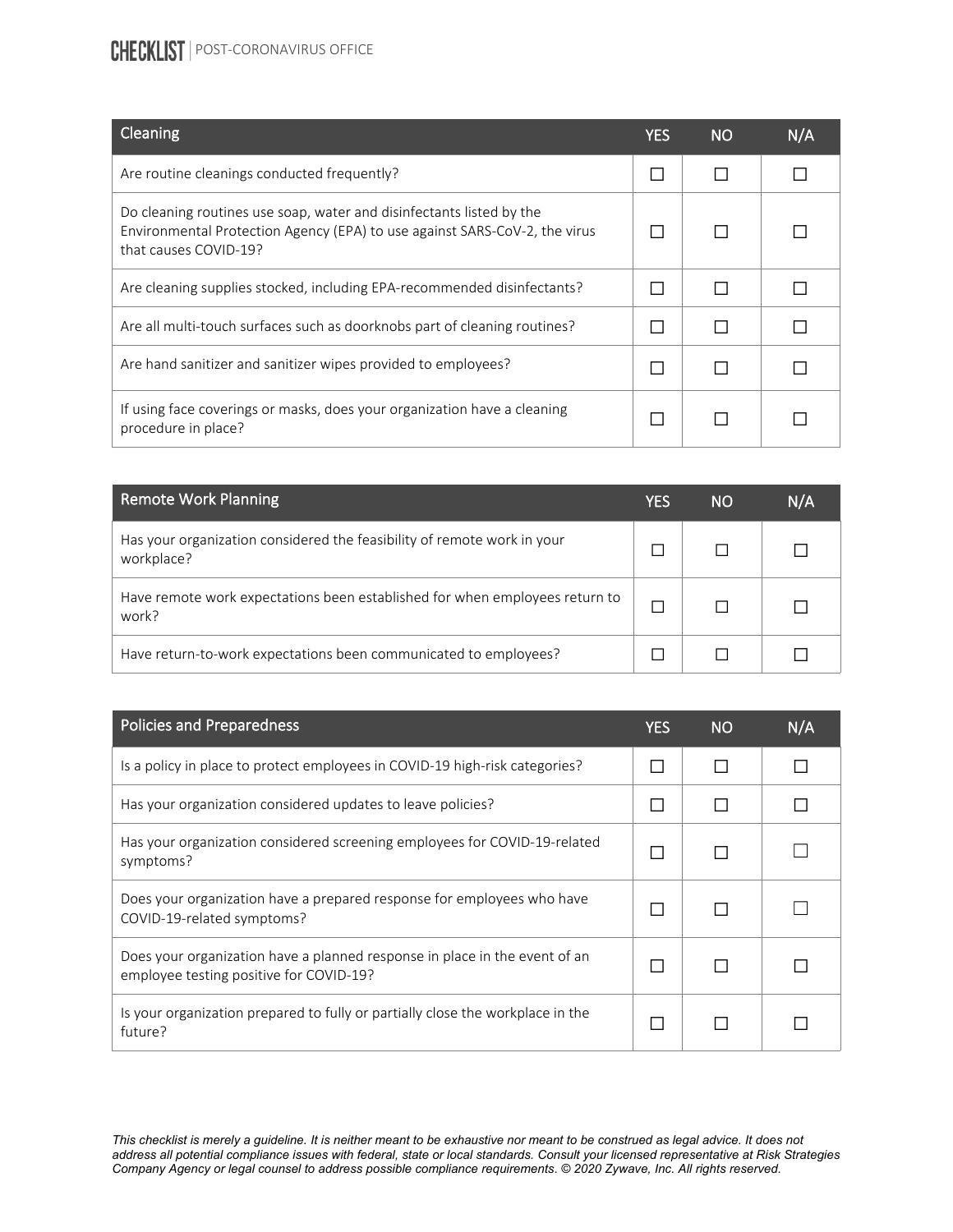| Cleaning | YES | NO | N/A |
|---|---|---|---|
| Are routine cleanings conducted frequently? | ☐ | ☐ | ☐ |
| Do cleaning routines use soap, water and disinfectants listed by the Environmental Protection Agency (EPA) to use against SARS-CoV-2, the virus that causes COVID-19? | ☐ | ☐ | ☐ |
| Are cleaning supplies stocked, including EPA-recommended disinfectants? | ☐ | ☐ | ☐ |
| Are all multi-touch surfaces such as doorknobs part of cleaning routines? | ☐ | ☐ | ☐ |
| Are hand sanitizer and sanitizer wipes provided to employees? | ☐ | ☐ | ☐ |
| If using face coverings or masks, does your organization have a cleaning procedure in place? | ☐ | ☐ | ☐ |

| Remote Work Planning | YES | NO | N/A |
|---|---|---|---|
| Has your organization considered the feasibility of remote work in your workplace? | ☐ | ☐ | ☐ |
| Have remote work expectations been established for when employees return to work? | ☐ | ☐ | ☐ |
| Have return-to-work expectations been communicated to employees? | ☐ | ☐ | ☐ |

| Policies and Preparedness | YES | NO | N/A |
|---|---|---|---|
| Is a policy in place to protect employees in COVID-19 high-risk categories? | ☐ | ☐ | ☐ |
| Has your organization considered updates to leave policies? | ☐ | ☐ | ☐ |
| Has your organization considered screening employees for COVID-19-related symptoms? | ☐ | ☐ | ☐ |
| Does your organization have a prepared response for employees who have COVID-19-related symptoms? | ☐ | ☐ | ☐ |
| Does your organization have a planned response in place in the event of an employee testing positive for COVID-19? | ☐ | ☐ | ☐ |
| Is your organization prepared to fully or partially close the workplace in the future? | ☐ | ☐ | ☐ |

*This checklist is merely a guideline. It is neither meant to be exhaustive nor meant to be construed as legal advice. It does not address all potential compliance issues with federal, state or local standards. Consult your licensed representative at Risk Strategies Company Agency or legal counsel to address possible compliance requirements. © 2020 Zywave, Inc. All rights reserved.*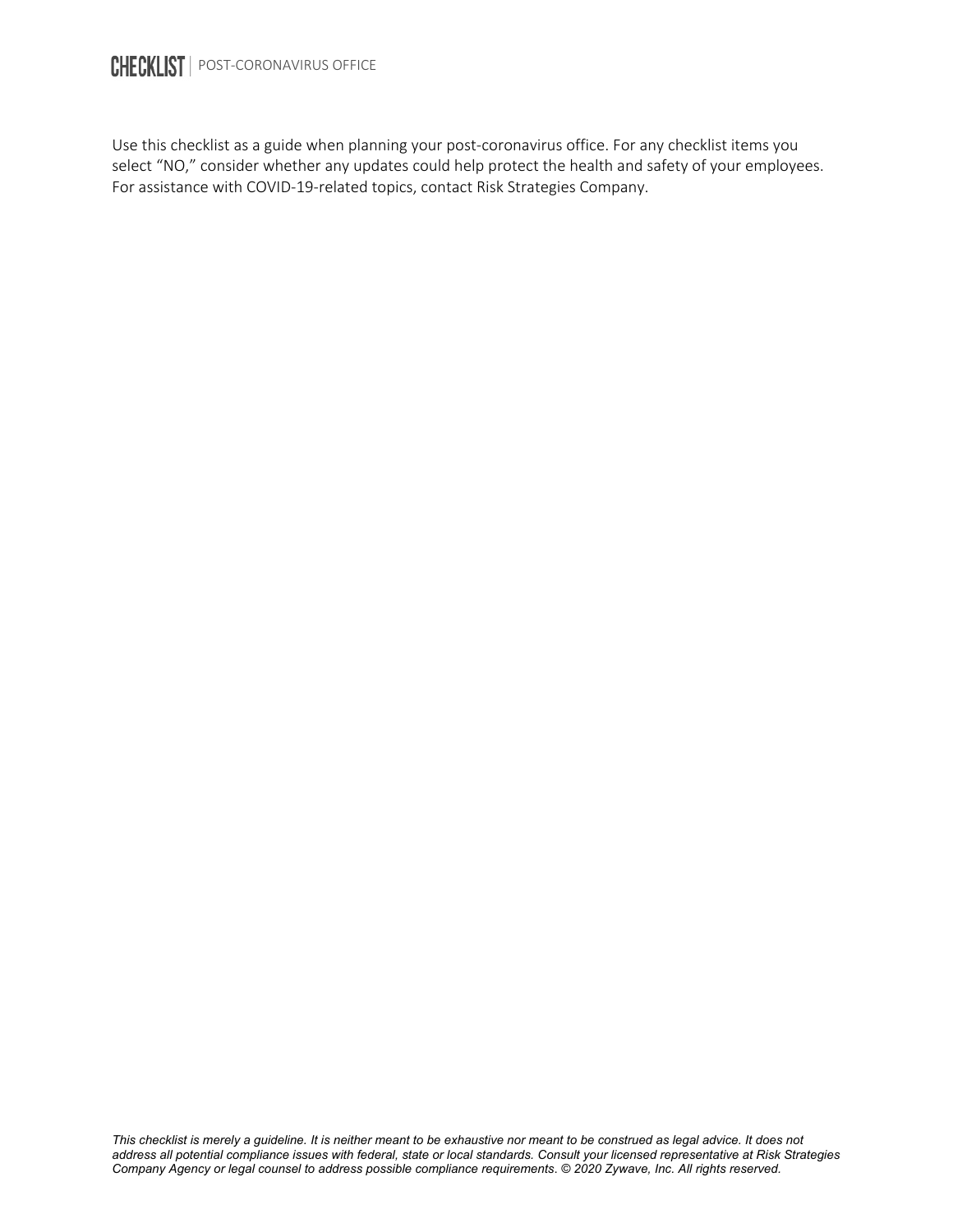Use this checklist as a guide when planning your post-coronavirus office. For any checklist items you select “NO,” consider whether any updates could help protect the health and safety of your employees. For assistance with COVID-19-related topics, contact Risk Strategies Company.

*This checklist is merely a guideline. It is neither meant to be exhaustive nor meant to be construed as legal advice. It does not address all potential compliance issues with federal, state or local standards. Consult your licensed representative at Risk Strategies Company Agency or legal counsel to address possible compliance requirements. © 2020 Zywave, Inc. All rights reserved.*